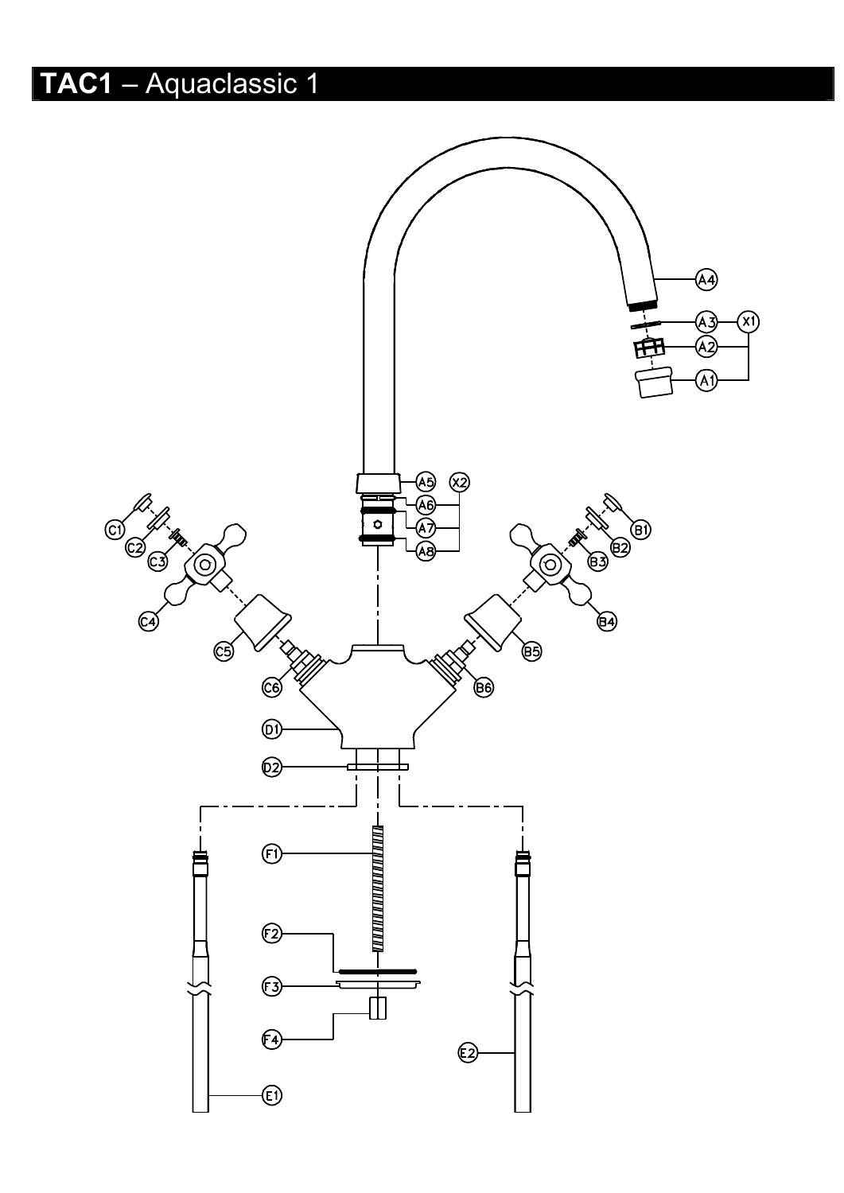# **TAC1** – Aquaclassic 1

A1 A2 A3 A4 X1

A5 A6 A7 A8 X2

C1 C2 C3 C4 C5 C6

B1 B2 B3 B4 B5 B6

D1 D2

F1 F2 F3 F4

E1 E2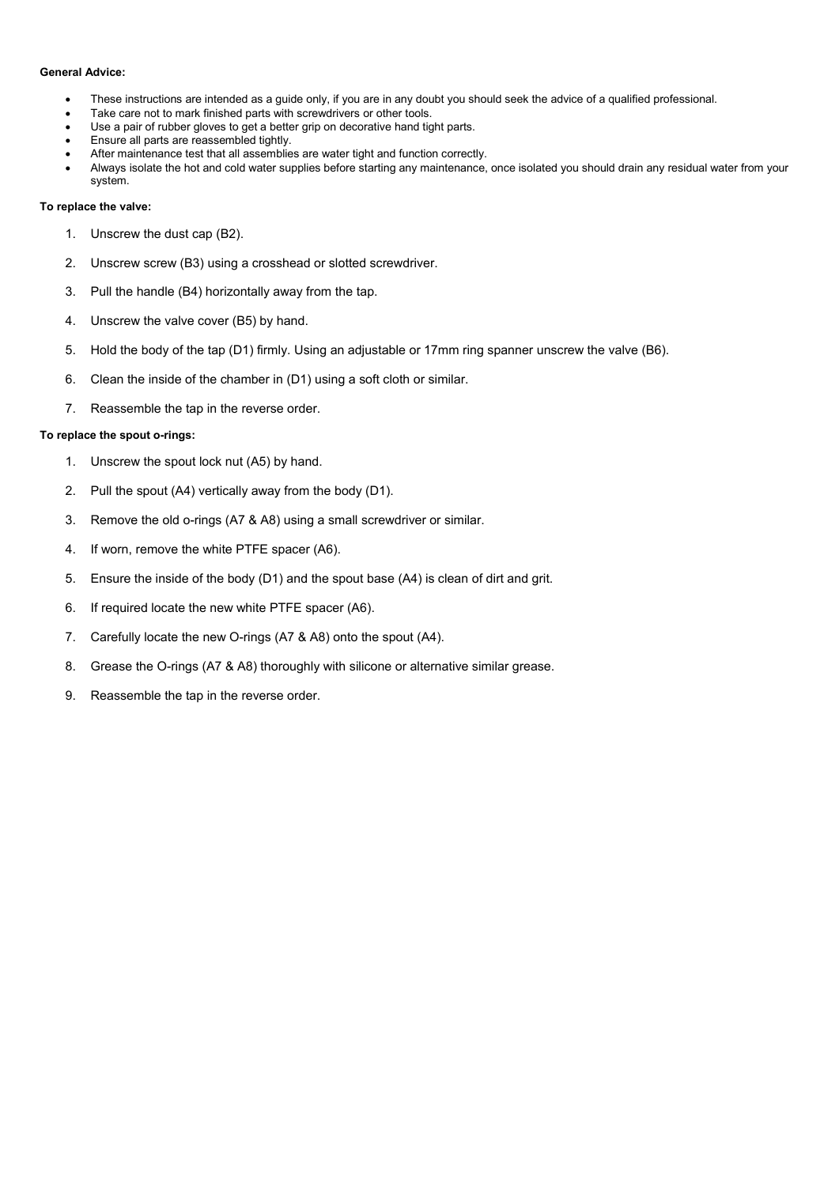**General Advice:**

- These instructions are intended as a guide only, if you are in any doubt you should seek the advice of a qualified professional.
- Take care not to mark finished parts with screwdrivers or other tools.
- Use a pair of rubber gloves to get a better grip on decorative hand tight parts.
- Ensure all parts are reassembled tightly.
- After maintenance test that all assemblies are water tight and function correctly.
- Always isolate the hot and cold water supplies before starting any maintenance, once isolated you should drain any residual water from your system.

**To replace the valve:**

1. Unscrew the dust cap (B2).
2. Unscrew screw (B3) using a crosshead or slotted screwdriver.
3. Pull the handle (B4) horizontally away from the tap.
4. Unscrew the valve cover (B5) by hand.
5. Hold the body of the tap (D1) firmly. Using an adjustable or 17mm ring spanner unscrew the valve (B6).
6. Clean the inside of the chamber in (D1) using a soft cloth or similar.
7. Reassemble the tap in the reverse order.

**To replace the spout o-rings:**

1. Unscrew the spout lock nut (A5) by hand.
2. Pull the spout (A4) vertically away from the body (D1).
3. Remove the old o-rings (A7 & A8) using a small screwdriver or similar.
4. If worn, remove the white PTFE spacer (A6).
5. Ensure the inside of the body (D1) and the spout base (A4) is clean of dirt and grit.
6. If required locate the new white PTFE spacer (A6).
7. Carefully locate the new O-rings (A7 & A8) onto the spout (A4).
8. Grease the O-rings (A7 & A8) thoroughly with silicone or alternative similar grease.
9. Reassemble the tap in the reverse order.